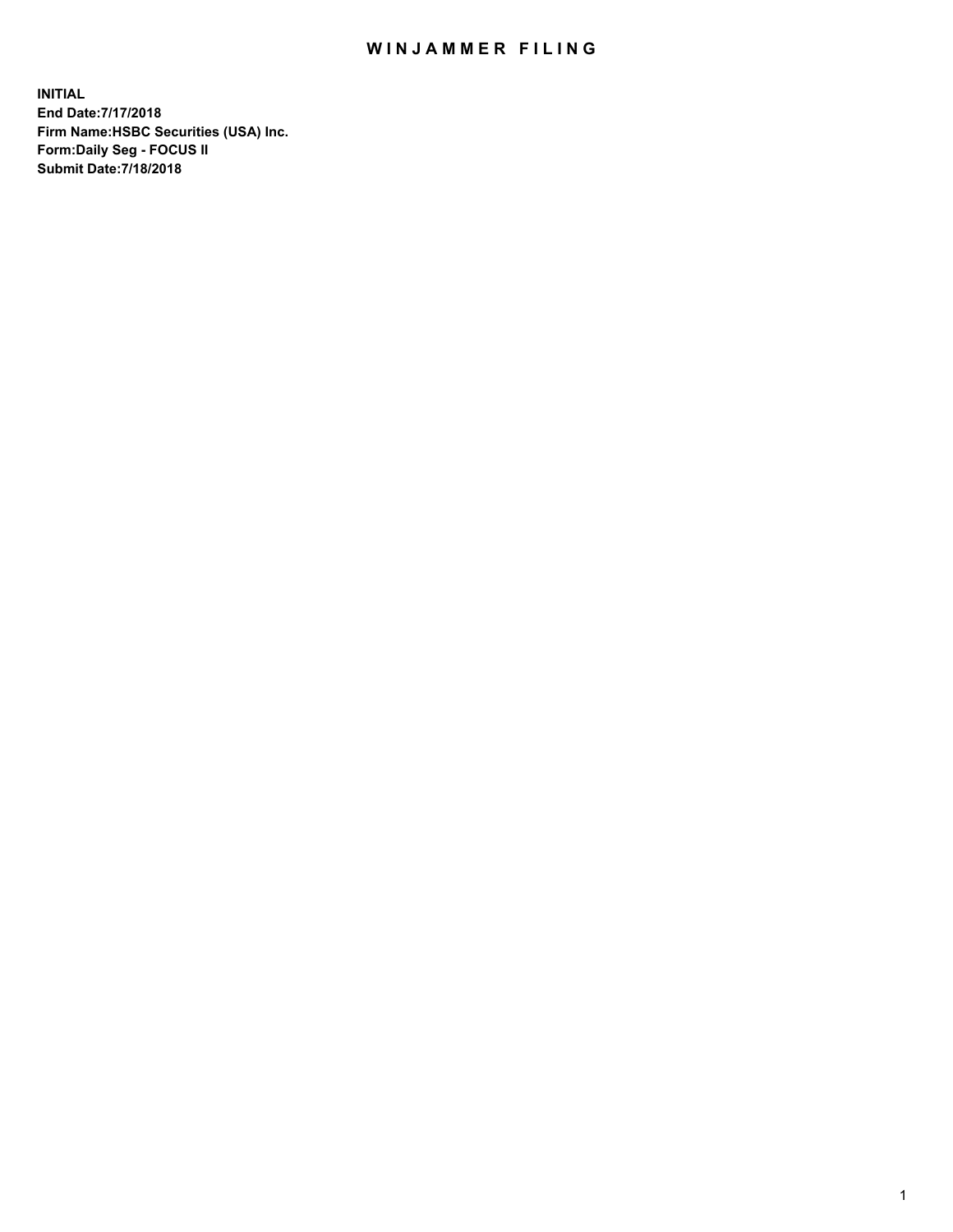# WINJAMMER FILING

**INITIAL**
**End Date:7/17/2018**
**Firm Name:HSBC Securities (USA) Inc.**
**Form:Daily Seg - FOCUS II**
**Submit Date:7/18/2018**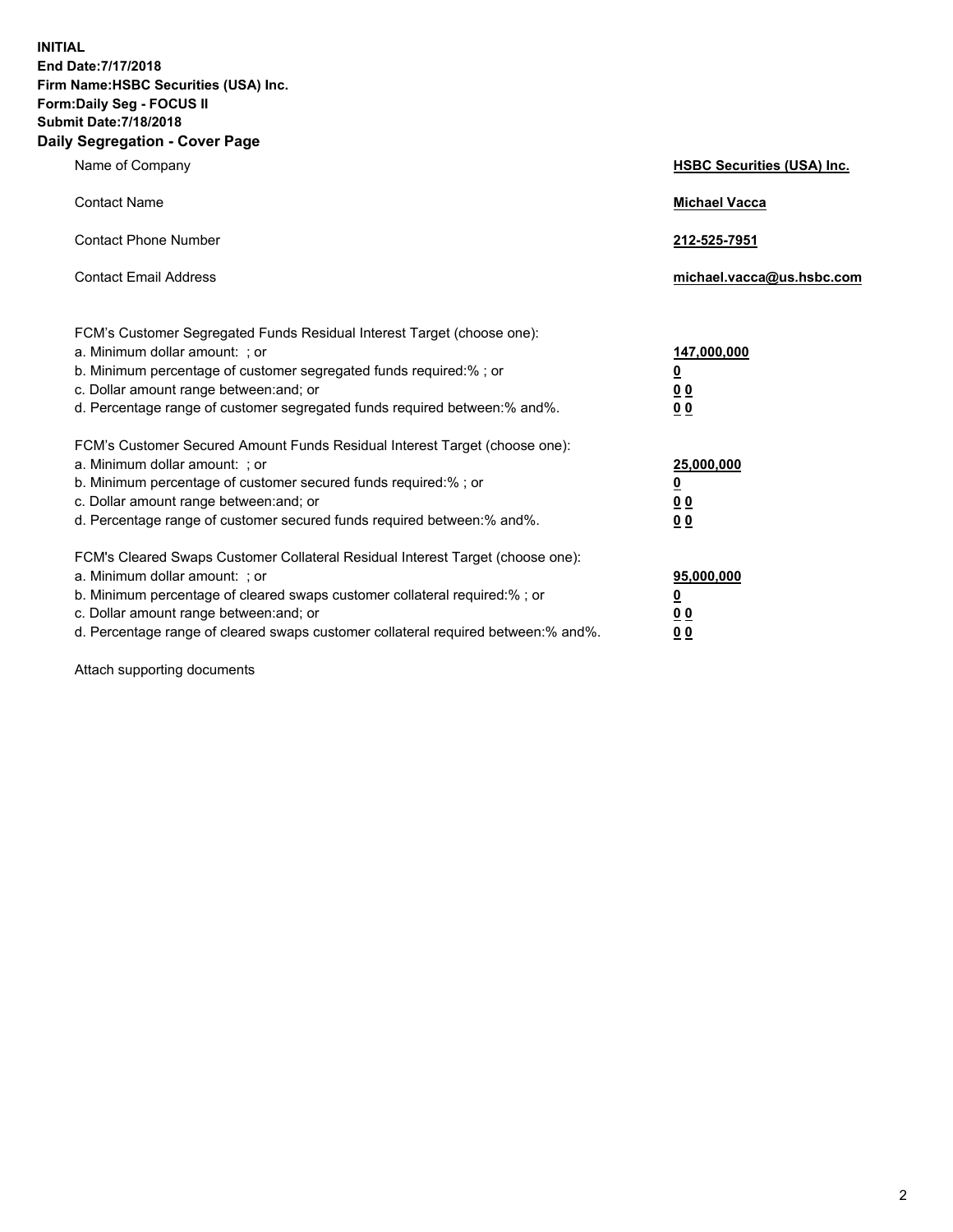**INITIAL**
**End Date:7/17/2018**
**Firm Name:HSBC Securities (USA) Inc.**
**Form:Daily Seg - FOCUS II**
**Submit Date:7/18/2018**
**Daily Segregation - Cover Page**

| | |
|---|---|
| Name of Company | **HSBC Securities (USA) Inc.** |
| Contact Name | **Michael Vacca** |
| Contact Phone Number | **212-525-7951** |
| Contact Email Address | **michael.vacca@us.hsbc.com** |

| | |
|---|---|
| FCM's Customer Segregated Funds Residual Interest Target (choose one): | |
| a. Minimum dollar amount: ; or | **147,000,000** |
| b. Minimum percentage of customer segregated funds required:% ; or | **0** |
| c. Dollar amount range between:and; or | **0 0** |
| d. Percentage range of customer segregated funds required between:% and%. | **0 0** |
| FCM's Customer Secured Amount Funds Residual Interest Target (choose one): | |
| a. Minimum dollar amount: ; or | **25,000,000** |
| b. Minimum percentage of customer secured funds required:% ; or | **0** |
| c. Dollar amount range between:and; or | **0 0** |
| d. Percentage range of customer secured funds required between:% and%. | **0 0** |
| FCM's Cleared Swaps Customer Collateral Residual Interest Target (choose one): | |
| a. Minimum dollar amount: ; or | **95,000,000** |
| b. Minimum percentage of cleared swaps customer collateral required:% ; or | **0** |
| c. Dollar amount range between:and; or | **0 0** |
| d. Percentage range of cleared swaps customer collateral required between:% and%. | **0 0** |

Attach supporting documents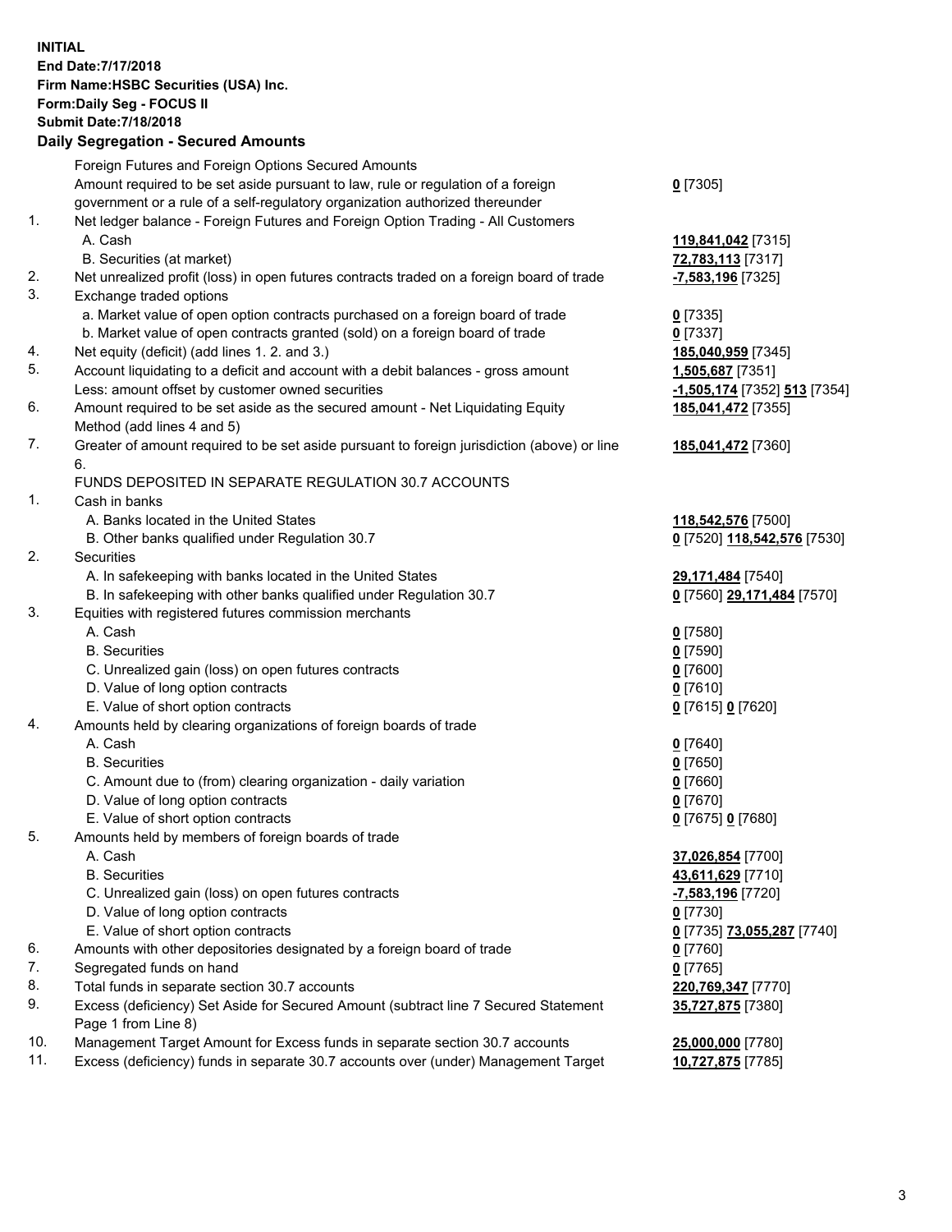**INITIAL**
**End Date:7/17/2018**
**Firm Name:HSBC Securities (USA) Inc.**
**Form:Daily Seg - FOCUS II**
**Submit Date:7/18/2018**

**Daily Segregation - Secured Amounts**

| | | |
|---|---|---|
| | Foreign Futures and Foreign Options Secured Amounts | |
| | Amount required to be set aside pursuant to law, rule or regulation of a foreign government or a rule of a self-regulatory organization authorized thereunder | **0** [7305] |
| 1. | Net ledger balance - Foreign Futures and Foreign Option Trading - All Customers | |
| | A. Cash | **119,841,042** [7315] |
| | B. Securities (at market) | **72,783,113** [7317] |
| 2. | Net unrealized profit (loss) in open futures contracts traded on a foreign board of trade | **-7,583,196** [7325] |
| 3. | Exchange traded options | |
| | a. Market value of open option contracts purchased on a foreign board of trade | **0** [7335] |
| | b. Market value of open contracts granted (sold) on a foreign board of trade | **0** [7337] |
| 4. | Net equity (deficit) (add lines 1. 2. and 3.) | **185,040,959** [7345] |
| 5. | Account liquidating to a deficit and account with a debit balances - gross amount | **1,505,687** [7351] |
| | Less: amount offset by customer owned securities | **-1,505,174** [7352] **513** [7354] |
| 6. | Amount required to be set aside as the secured amount - Net Liquidating Equity Method (add lines 4 and 5) | **185,041,472** [7355] |
| 7. | Greater of amount required to be set aside pursuant to foreign jurisdiction (above) or line 6. | **185,041,472** [7360] |
| | FUNDS DEPOSITED IN SEPARATE REGULATION 30.7 ACCOUNTS | |
| 1. | Cash in banks | |
| | A. Banks located in the United States | **118,542,576** [7500] |
| | B. Other banks qualified under Regulation 30.7 | **0** [7520] **118,542,576** [7530] |
| 2. | Securities | |
| | A. In safekeeping with banks located in the United States | **29,171,484** [7540] |
| | B. In safekeeping with other banks qualified under Regulation 30.7 | **0** [7560] **29,171,484** [7570] |
| 3. | Equities with registered futures commission merchants | |
| | A. Cash | **0** [7580] |
| | B. Securities | **0** [7590] |
| | C. Unrealized gain (loss) on open futures contracts | **0** [7600] |
| | D. Value of long option contracts | **0** [7610] |
| | E. Value of short option contracts | **0** [7615] **0** [7620] |
| 4. | Amounts held by clearing organizations of foreign boards of trade | |
| | A. Cash | **0** [7640] |
| | B. Securities | **0** [7650] |
| | C. Amount due to (from) clearing organization - daily variation | **0** [7660] |
| | D. Value of long option contracts | **0** [7670] |
| | E. Value of short option contracts | **0** [7675] **0** [7680] |
| 5. | Amounts held by members of foreign boards of trade | |
| | A. Cash | **37,026,854** [7700] |
| | B. Securities | **43,611,629** [7710] |
| | C. Unrealized gain (loss) on open futures contracts | **-7,583,196** [7720] |
| | D. Value of long option contracts | **0** [7730] |
| | E. Value of short option contracts | **0** [7735] **73,055,287** [7740] |
| 6. | Amounts with other depositories designated by a foreign board of trade | **0** [7760] |
| 7. | Segregated funds on hand | **0** [7765] |
| 8. | Total funds in separate section 30.7 accounts | **220,769,347** [7770] |
| 9. | Excess (deficiency) Set Aside for Secured Amount (subtract line 7 Secured Statement Page 1 from Line 8) | **35,727,875** [7380] |
| 10. | Management Target Amount for Excess funds in separate section 30.7 accounts | **25,000,000** [7780] |
| 11. | Excess (deficiency) funds in separate 30.7 accounts over (under) Management Target | **10,727,875** [7785] |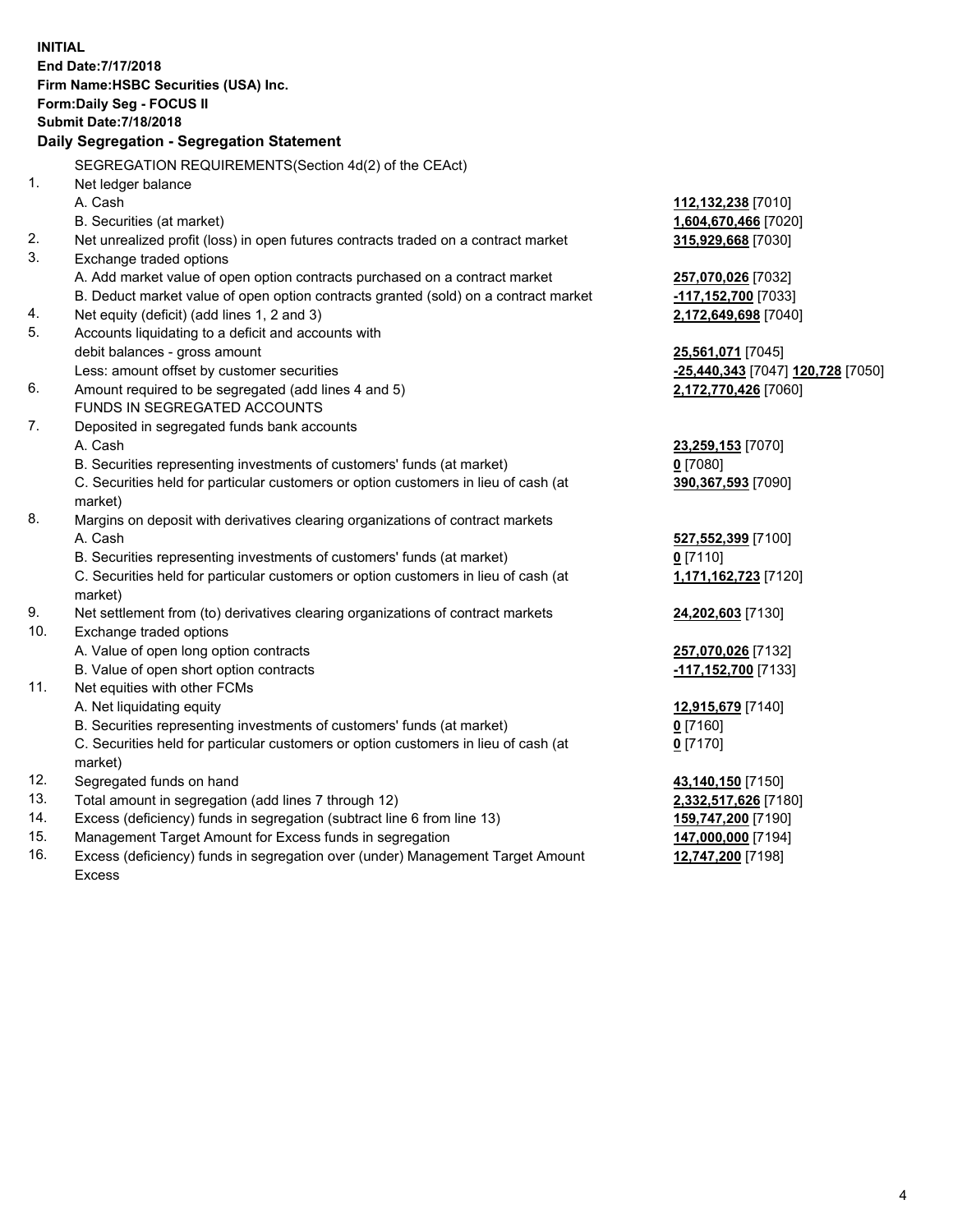**INITIAL**
**End Date:7/17/2018**
**Firm Name:HSBC Securities (USA) Inc.**
**Form:Daily Seg - FOCUS II**
**Submit Date:7/18/2018**

**Daily Segregation - Segregation Statement**

| | | |
|---|---|---|
| | SEGREGATION REQUIREMENTS(Section 4d(2) of the CEAct) | |
| 1. | Net ledger balance | |
| | A. Cash | **112,132,238** [7010] |
| | B. Securities (at market) | **1,604,670,466** [7020] |
| 2. | Net unrealized profit (loss) in open futures contracts traded on a contract market | **315,929,668** [7030] |
| 3. | Exchange traded options | |
| | A. Add market value of open option contracts purchased on a contract market | **257,070,026** [7032] |
| | B. Deduct market value of open option contracts granted (sold) on a contract market | **-117,152,700** [7033] |
| 4. | Net equity (deficit) (add lines 1, 2 and 3) | **2,172,649,698** [7040] |
| 5. | Accounts liquidating to a deficit and accounts with debit balances - gross amount | **25,561,071** [7045] |
| | Less: amount offset by customer securities | **-25,440,343** [7047] **120,728** [7050] |
| 6. | Amount required to be segregated (add lines 4 and 5) | **2,172,770,426** [7060] |
| | FUNDS IN SEGREGATED ACCOUNTS | |
| 7. | Deposited in segregated funds bank accounts | |
| | A. Cash | **23,259,153** [7070] |
| | B. Securities representing investments of customers' funds (at market) | **0** [7080] |
| | C. Securities held for particular customers or option customers in lieu of cash (at market) | **390,367,593** [7090] |
| 8. | Margins on deposit with derivatives clearing organizations of contract markets | |
| | A. Cash | **527,552,399** [7100] |
| | B. Securities representing investments of customers' funds (at market) | **0** [7110] |
| | C. Securities held for particular customers or option customers in lieu of cash (at market) | **1,171,162,723** [7120] |
| 9. | Net settlement from (to) derivatives clearing organizations of contract markets | **24,202,603** [7130] |
| 10. | Exchange traded options | |
| | A. Value of open long option contracts | **257,070,026** [7132] |
| | B. Value of open short option contracts | **-117,152,700** [7133] |
| 11. | Net equities with other FCMs | |
| | A. Net liquidating equity | **12,915,679** [7140] |
| | B. Securities representing investments of customers' funds (at market) | **0** [7160] |
| | C. Securities held for particular customers or option customers in lieu of cash (at market) | **0** [7170] |
| 12. | Segregated funds on hand | **43,140,150** [7150] |
| 13. | Total amount in segregation (add lines 7 through 12) | **2,332,517,626** [7180] |
| 14. | Excess (deficiency) funds in segregation (subtract line 6 from line 13) | **159,747,200** [7190] |
| 15. | Management Target Amount for Excess funds in segregation | **147,000,000** [7194] |
| 16. | Excess (deficiency) funds in segregation over (under) Management Target Amount Excess | **12,747,200** [7198] |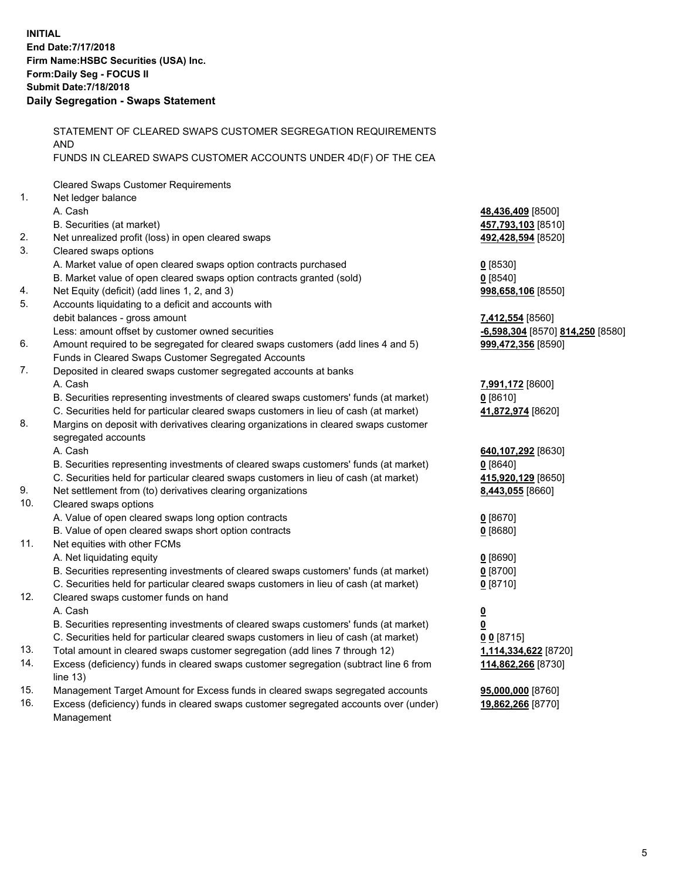**INITIAL**
**End Date:7/17/2018**
**Firm Name:HSBC Securities (USA) Inc.**
**Form:Daily Seg - FOCUS II**
**Submit Date:7/18/2018**
**Daily Segregation - Swaps Statement**

STATEMENT OF CLEARED SWAPS CUSTOMER SEGREGATION REQUIREMENTS AND FUNDS IN CLEARED SWAPS CUSTOMER ACCOUNTS UNDER 4D(F) OF THE CEA

| | | |
|---|---|---|
| | Cleared Swaps Customer Requirements | |
| 1. | Net ledger balance | |
| | A. Cash | **48,436,409** [8500] |
| | B. Securities (at market) | **457,793,103** [8510] |
| 2. | Net unrealized profit (loss) in open cleared swaps | **492,428,594** [8520] |
| 3. | Cleared swaps options | |
| | A. Market value of open cleared swaps option contracts purchased | **0** [8530] |
| | B. Market value of open cleared swaps option contracts granted (sold) | **0** [8540] |
| 4. | Net Equity (deficit) (add lines 1, 2, and 3) | **998,658,106** [8550] |
| 5. | Accounts liquidating to a deficit and accounts with debit balances - gross amount | **7,412,554** [8560] |
| | Less: amount offset by customer owned securities | **-6,598,304** [8570] **814,250** [8580] |
| 6. | Amount required to be segregated for cleared swaps customers (add lines 4 and 5) | **999,472,356** [8590] |
| | Funds in Cleared Swaps Customer Segregated Accounts | |
| 7. | Deposited in cleared swaps customer segregated accounts at banks | |
| | A. Cash | **7,991,172** [8600] |
| | B. Securities representing investments of cleared swaps customers' funds (at market) | **0** [8610] |
| | C. Securities held for particular cleared swaps customers in lieu of cash (at market) | **41,872,974** [8620] |
| 8. | Margins on deposit with derivatives clearing organizations in cleared swaps customer segregated accounts | |
| | A. Cash | **640,107,292** [8630] |
| | B. Securities representing investments of cleared swaps customers' funds (at market) | **0** [8640] |
| | C. Securities held for particular cleared swaps customers in lieu of cash (at market) | **415,920,129** [8650] |
| 9. | Net settlement from (to) derivatives clearing organizations | **8,443,055** [8660] |
| 10. | Cleared swaps options | |
| | A. Value of open cleared swaps long option contracts | **0** [8670] |
| | B. Value of open cleared swaps short option contracts | **0** [8680] |
| 11. | Net equities with other FCMs | |
| | A. Net liquidating equity | **0** [8690] |
| | B. Securities representing investments of cleared swaps customers' funds (at market) | **0** [8700] |
| | C. Securities held for particular cleared swaps customers in lieu of cash (at market) | **0** [8710] |
| 12. | Cleared swaps customer funds on hand | |
| | A. Cash | **0** |
| | B. Securities representing investments of cleared swaps customers' funds (at market) | **0** |
| | C. Securities held for particular cleared swaps customers in lieu of cash (at market) | **0** **0** [8715] |
| 13. | Total amount in cleared swaps customer segregation (add lines 7 through 12) | **1,114,334,622** [8720] |
| 14. | Excess (deficiency) funds in cleared swaps customer segregation (subtract line 6 from line 13) | **114,862,266** [8730] |
| 15. | Management Target Amount for Excess funds in cleared swaps segregated accounts | **95,000,000** [8760] |
| 16. | Excess (deficiency) funds in cleared swaps customer segregated accounts over (under) Management | **19,862,266** [8770] |